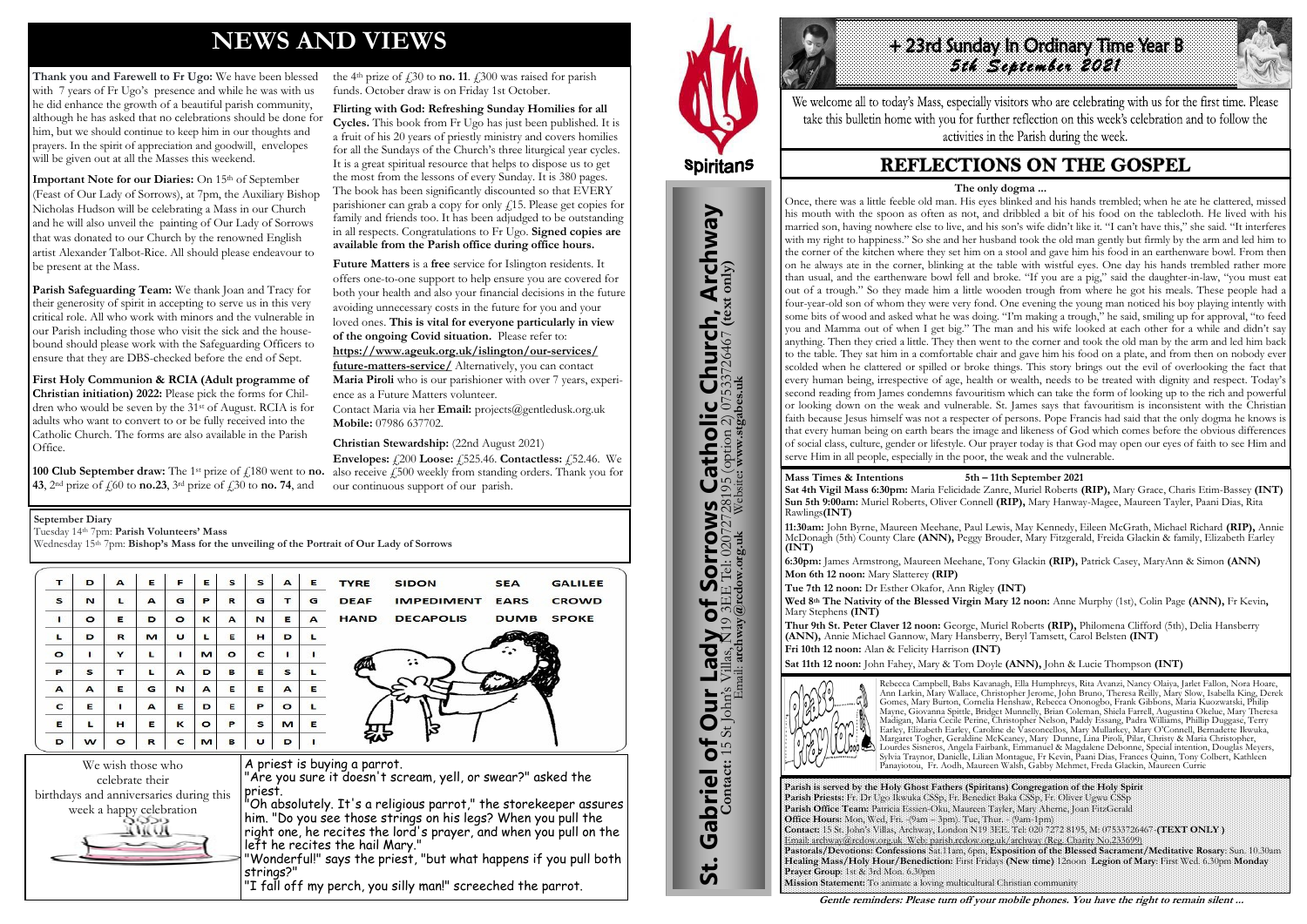# NEWS AND VIEWS

**Thank you and Farewell to Fr Ugo:** We have been blessed with 7 years of Fr Ugo's presence and while he was with us he did enhance the growth of a beautiful parish community, although he has asked that no celebrations should be done for him, but we should continue to keep him in our thoughts and prayers. In the spirit of appreciation and goodwill, envelopes will be given out at all the Masses this weekend.

**Important Note for our Diaries:** On 15th of September (Feast of Our Lady of Sorrows), at 7pm, the Auxiliary Bishop Fr Nicholas Hudson will be celebrating a Mass in our Church and he will also unveil the painting of Our Lady of Sorrows that was donated to our Church by the renowned English artist Alexander Talbot-Rice. All should please endeavour to be present at the Mass.

**Parish Safeguarding Team:** We thank Joan and Tracy for their generosity of spirit in accepting to serve us in this very critical role. All who work with minors and the vulnerable in our Parish including those who visit the sick and the house-bound should please work with the Safeguarding Officers to ensure that they are DBS-checked before the end of Sept.

**First Holy Communion & RCIA (Adult programme of Christian initiation) 2022:** Please pick the forms for Children who would be seven by the 31st of August. RCIA is for adults who want to convert to or be fully received into the Catholic Church. The forms are also available in the Parish Office.

**100 Club September draw:** The 1st prize of £180 went to **no. 43**, 2nd prize of £60 to **no.23**, 3rd prize of £30 to **no. 74**, and the 4th prize of £30 to **no. 11**. £300 was raised for parish funds. October draw is on Friday 1st October.

**Flirting with God: Refreshing Sunday Homilies for all Cycles.** This book from Fr Ugo has just been published. It is a fruit of his 20 years of priestly ministry and covers homilies for all the Sundays of the Church's three liturgical year cycles. It is a great spiritual resource that helps to dispose us to get the most from the lessons of every Sunday. It is 380 pages. The book has been significantly discounted so that EVERY parishioner can grab a copy for only £15. Please get copies for family and friends too. It has been adjudged to be outstanding in all respects. Congratulations to Fr Ugo. **Signed copies are available from the Parish office during office hours.**

**Future Matters** is a **free** service for Islington residents. It offers one-to-one support to help ensure you are covered for both your health and also your financial decisions in the future avoiding unnecessary costs in the future for you and your loved ones. **This is vital for everyone particularly in view of the ongoing Covid situation.** Please refer to: **https://www.ageuk.org.uk/islington/our-services/future-matters-service/** Alternatively, you can contact **Maria Piroli** who is our parishioner with over 7 years, experience as a Future Matters volunteer.
Contact Maria via her **Email:** projects@gentledusk.org.uk **Mobile:** 07986 637702.

**Christian Stewardship:** (22nd August 2021)
**Envelopes:** £200 **Loose:** £525.46. **Contactless:** £52.46. We also receive £500 weekly from standing orders. Thank you for our continuous support of our parish.

**September Diary**
Tuesday 14th 7pm: **Parish Volunteers' Mass**
Wednesday 15th 7pm: **Bishop's Mass for the unveiling of the Portrait of Our Lady of Sorrows**

| T | D | A | E | F | E | S | S | A | E |
|---|---|---|---|---|---|---|---|---|---|
| S | N | L | A | G | P | R | G | T | G |
| I | O | E | D | O | K | A | N | E | A |
| L | D | R | M | U | L | E | H | D | L |
| O | I | Y | L | I | M | O | C | I | I |
| P | S | T | L | A | D | B | E | S | L |
| A | A | E | G | N | A | E | E | A | E |
| C | E | I | A | E | D | E | P | O | L |
| E | L | H | E | K | O | P | S | M | E |
| D | W | O | R | C | M | B | U | D | I |

TYRE SIDON SEA GALILEE
DEAF IMPEDIMENT EARS CROWD
HAND DECAPOLIS DUMB SPOKE

We wish those who celebrate their birthdays and anniversaries during this week a happy celebration

A priest is buying a parrot.
"Are you sure it doesn't scream, yell, or swear?" asked the priest.
"Oh absolutely. It's a religious parrot," the storekeeper assures him. "Do you see those strings on his legs? When you pull the right one, he recites the lord's prayer, and when you pull on the left he recites the hail Mary."
"Wonderful!" says the priest, "but what happens if you pull both strings?"
"I fall off my perch, you silly man!" screeched the parrot.

Spiritans

# St. Gabriel of Our Lady of Sorrows Catholic Church, Archway

**Contact:** 15 St John's Villas, N19 3EE Tel: 02072728195 (option 2) 07533726467 **(text only)**
Email: **archway@rcdow.org.uk** Website: **www.stgabes.uk**

# + 23rd Sunday In Ordinary Time Year B
*5th September 2021*

We welcome all to today's Mass, especially visitors who are celebrating with us for the first time. Please take this bulletin home with you for further reflection on this week's celebration and to follow the activities in the Parish during the week.

## REFLECTIONS ON THE GOSPEL

**The only dogma ...**

Once, there was a little feeble old man. His eyes blinked and his hands trembled; when he ate he clattered, missed his mouth with the spoon as often as not, and dribbled a bit of his food on the tablecloth. He lived with his married son, having nowhere else to live, and his son's wife didn't like it. "I can't have this," she said. "It interferes with my right to happiness." So she and her husband took the old man gently but firmly by the arm and led him to the corner of the kitchen where they set him on a stool and gave him his food in an earthenware bowl. From then on he always ate in the corner, blinking at the table with wistful eyes. One day his hands trembled rather more than usual, and the earthenware bowl fell and broke. "If you are a pig," said the daughter-in-law, "you must eat out of a trough." So they made him a little wooden trough from where he got his meals. These people had a four-year-old son of whom they were very fond. One evening the young man noticed his boy playing intently with some bits of wood and asked what he was doing. "I'm making a trough," he said, smiling up for approval, "to feed you and Mamma out of when I get big." The man and his wife looked at each other for a while and didn't say anything. Then they cried a little. They then went to the corner and took the old man by the arm and led him back to the table. They sat him in a comfortable chair and gave him his food on a plate, and from then on nobody ever scolded when he clattered or spilled or broke things. This story brings out the evil of overlooking the fact that every human being, irrespective of age, health or wealth, needs to be treated with dignity and respect. Today's second reading from James condemns favouritism which can take the form of looking up to the rich and powerful or looking down on the weak and vulnerable. St. James says that favouritism is inconsistent with the Christian faith because Jesus himself was not a respecter of persons. Pope Francis had said that the only dogma he knows is that every human being on earth bears the image and likeness of God which comes before the obvious differences of social class, culture, gender or lifestyle. Our prayer today is that God may open our eyes of faith to see Him and serve Him in all people, especially in the poor, the weak and the vulnerable.

**Mass Times & Intentions 5th – 11th September 2021**
**Sat 4th Vigil Mass 6:30pm:** Maria Felicidade Zanre, Muriel Roberts **(RIP),** Mary Grace, Charis Etim-Bassey **(INT)**
**Sun 5th 9:00am:** Muriel Roberts, Oliver Connell **(RIP),** Mary Hanway-Magee, Maureen Tayler, Paani Dias, Rita Rawlings**(INT)**
**11:30am:** John Byrne, Maureen Meehane, Paul Lewis, May Kennedy, Eileen McGrath, Michael Richard **(RIP),** Annie McDonagh (5th) County Clare **(ANN),** Peggy Brouder, Mary Fitzgerald, Freida Glackin & family, Elizabeth Earley **(INT)**
**6:30pm:** James Armstrong, Maureen Meehane, Tony Glackin **(RIP),** Patrick Casey, MaryAnn & Simon **(ANN)**
**Mon 6th 12 noon:** Mary Slatterey **(RIP)**
**Tue 7th 12 noon:** Dr Esther Okafor, Ann Rigley **(INT)**
**Wed 8th The Nativity of the Blessed Virgin Mary 12 noon:** Anne Murphy (1st), Colin Page **(ANN),** Fr Kevin, Mary Stephens **(INT)**
**Thur 9th St. Peter Claver 12 noon:** George, Muriel Roberts **(RIP),** Philomena Clifford (5th), Delia Hansberry **(ANN),** Annie Michael Gannow, Mary Hansberry, Beryl Tamsett, Carol Belsten **(INT)**
**Fri 10th 12 noon:** Alan & Felicity Harrison **(INT)**
**Sat 11th 12 noon:** John Fahey, Mary & Tom Doyle **(ANN),** John & Lucie Thompson **(INT)**

Please pray for...

Rebecca Campbell, Babs Kavanagh, Ella Humphreys, Rita Avanzi, Nancy Olaiya, Jarlet Fallon, Nora Hoare, Ann Larkin, Mary Wallace, Christopher Jerome, John Bruno, Theresa Reilly, Mary Slow, Isabella King, Derek Gomes, Mary Burton, Cornelia Henshaw, Rebecca Ononogbo, Frank Gibbons, Maria Kuozwatski, Philip Mayne, Giovanna Spittle, Bridget Munnelly, Brian Coleman, Shiela Farrell, Augustina Okelue, Mary Theresa Madigan, Maria Cecile Perine, Christopher Nelson, Paddy Essang, Padra Williams, Phillip Duggase, Terry Earley, Elizabeth Earley, Caroline de Vasconcellos, Mary Mullarkey, Mary O'Connell, Bernadette Ikwuka, Margaret Togher, Geraldine McKeaney, Mary Dunne, Lina Piroli, Pilar, Christy & Maria Christopher, Lourdes Sisneros, Angela Fairbank, Emmanuel & Magdalene Debonne, Special intention, Douglas Meyers, Sylvia Traynor, Danielle, Lilian Montague, Fr Kevin, Paani Dias, Frances Quinn, Tony Colbert, Kathleen Panayiotou, Fr. Aodh, Maureen Walsh, Gabby Mehmet, Freda Glackin, Maureen Currie

**Parish is served by the Holy Ghost Fathers (Spiritans) Congregation of the Holy Spirit**
**Parish Priests:** Fr. Dr Ugo Ikwuka CSSp, Fr. Benedict Baka CSSp, Fr. Oliver Ugwu CSSp
**Parish Office Team:** Patricia Essien-Oku, Maureen Tayler, Mary Aherne, Joan FitzGerald
**Office Hours:** Mon, Wed, Fri. -(9am – 3pm) Tue, Thur. - (9am-1pm)
**Contact:** 15 St. John's Villas, Archway, London N19 3EE. Tel: 020 7272 8195. M: 07533726467 **(TEXT ONLY )**
Email: archway@rcdow.org.uk Web: parish.rcdow.org.uk/archway/ (Reg. Charity No 233699)
**Pastorals/Devotions: Confessions** Sat 11am, 6pm, **Exposition of the Blessed Sacrament/Meditative Rosary**: Sun. 10.30am
**Healing Mass/Holy Hour/Benediction:** First Fridays **(New time)** 12noon **Legion of Mary:** First Wed. 6.30pm **Monday Prayer Group:** 1st & 3rd Mon. 6.30pm
**Mission Statement:** To animate a loving multicultural Christian community

***Gentle reminders: Please turn off your mobile phones. You have the right to remain silent ...***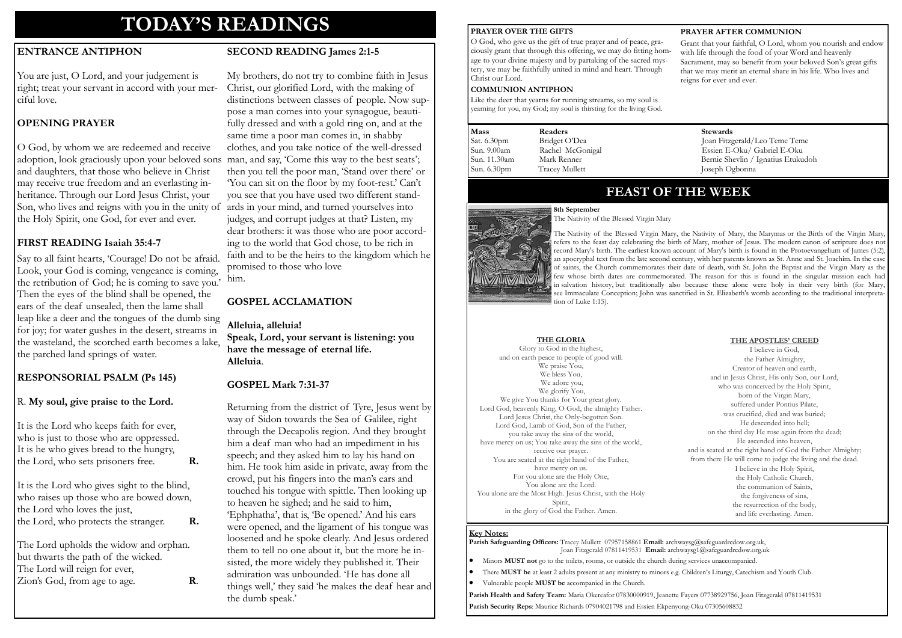# TODAY'S READINGS

## ENTRANCE ANTIPHON

You are just, O Lord, and your judgement is right; treat your servant in accord with your merciful love.

## OPENING PRAYER

O God, by whom we are redeemed and receive adoption, look graciously upon your beloved sons and daughters, that those who believe in Christ may receive true freedom and an everlasting inheritance. Through our Lord Jesus Christ, your Son, who lives and reigns with you in the unity of the Holy Spirit, one God, for ever and ever.

## FIRST READING Isaiah 35:4-7

Say to all faint hearts, 'Courage! Do not be afraid. Look, your God is coming, vengeance is coming, the retribution of God; he is coming to save you.' Then the eyes of the blind shall be opened, the ears of the deaf unsealed, then the lame shall leap like a deer and the tongues of the dumb sing for joy; for water gushes in the desert, streams in the wasteland, the scorched earth becomes a lake, the parched land springs of water.

## RESPONSORIAL PSALM (Ps 145)

R. **My soul, give praise to the Lord.**

It is the Lord who keeps faith for ever,
who is just to those who are oppressed.
It is he who gives bread to the hungry,
the Lord, who sets prisoners free. **R.**

It is the Lord who gives sight to the blind,
who raises up those who are bowed down,
the Lord who loves the just,
the Lord, who protects the stranger. **R.**

The Lord upholds the widow and orphan.
but thwarts the path of the wicked.
The Lord will reign for ever,
Zion's God, from age to age. **R**.

## SECOND READING James 2:1-5

My brothers, do not try to combine faith in Jesus Christ, our glorified Lord, with the making of distinctions between classes of people. Now suppose a man comes into your synagogue, beautifully dressed and with a gold ring on, and at the same time a poor man comes in, in shabby clothes, and you take notice of the well-dressed man, and say, 'Come this way to the best seats'; then you tell the poor man, 'Stand over there' or 'You can sit on the floor by my foot-rest.' Can't you see that you have used two different standards in your mind, and turned yourselves into judges, and corrupt judges at that? Listen, my dear brothers: it was those who are poor according to the world that God chose, to be rich in faith and to be the heirs to the kingdom which he promised to those who love him.

## GOSPEL ACCLAMATION

**Alleluia, alleluia!**
**Speak, Lord, your servant is listening: you have the message of eternal life.**
**Alleluia**.

## GOSPEL Mark 7:31-37

Returning from the district of Tyre, Jesus went by way of Sidon towards the Sea of Galilee, right through the Decapolis region. And they brought him a deaf man who had an impediment in his speech; and they asked him to lay his hand on him. He took him aside in private, away from the crowd, put his fingers into the man's ears and touched his tongue with spittle. Then looking up to heaven he sighed; and he said to him, 'Ephphatha', that is, 'Be opened.' And his ears were opened, and the ligament of his tongue was loosened and he spoke clearly. And Jesus ordered them to tell no one about it, but the more he insisted, the more widely they published it. Their admiration was unbounded. 'He has done all things well,' they said 'he makes the deaf hear and the dumb speak.'

**PRAYER OVER THE GIFTS**

O God, who give us the gift of true prayer and of peace, graciously grant that through this offering, we may do fitting homage to your divine majesty and by partaking of the sacred mystery, we may be faithfully united in mind and heart. Through Christ our Lord.

**COMMUNION ANTIPHON**

Like the deer that yearns for running streams, so my soul is yearning for you, my God; my soul is thirsting for the living God.

**PRAYER AFTER COMMUNION**

Grant that your faithful, O Lord, whom you nourish and endow with life through the food of your Word and heavenly Sacrament, may so benefit from your beloved Son's great gifts that we may merit an eternal share in his life. Who lives and reigns for ever and ever.

| Mass | Readers | Stewards |
|---|---|---|
| Sat. 6.30pm | Bridget O'Dea | Joan Fitzgerald/Leo Teme Teme |
| Sun. 9.00am | Rachel McGonigal | Essien E-Oku/ Gabriel E-Oku |
| Sun. 11.30am | Mark Renner | Bernie Shevlin / Ignatius Etukudoh |
| Sun. 6.30pm | Tracey Mullett | Joseph Ogbonna |

# FEAST OF THE WEEK

**8th September**
The Nativity of the Blessed Virgin Mary

The Nativity of the Blessed Virgin Mary, the Nativity of Mary, the Marymas or the Birth of the Virgin Mary, refers to the feast day celebrating the birth of Mary, mother of Jesus. The modern canon of scripture does not record Mary's birth. The earliest known account of Mary's birth is found in the Protoevangelium of James (5:2), an apocryphal text from the late second century, with her parents known as St. Anne and St. Joachim. In the case of saints, the Church commemorates their date of death, with St. John the Baptist and the Virgin Mary as the few whose birth dates are commemorated. The reason for this is found in the singular mission each had in salvation history, but traditionally also because these alone were holy in their very birth (for Mary, see Immaculate Conception; John was sanctified in St. Elizabeth's womb according to the traditional interpretation of Luke 1:15).

**THE GLORIA**

Glory to God in the highest,
and on earth peace to people of good will.
We praise You,
We bless You,
We adore you,
We glorify You,
We give You thanks for Your great glory.
Lord God, heavenly King, O God, the almighty Father.
Lord Jesus Christ, the Only-begotten Son.
Lord God, Lamb of God, Son of the Father,
you take away the sins of the world,
have mercy on us; You take away the sins of the world,
receive our prayer.
You are seated at the right hand of the Father,
have mercy on us.
For you alone are the Holy One,
You alone are the Lord.
You alone are the Most High. Jesus Christ, with the Holy Spirit,
in the glory of God the Father. Amen.

**THE APOSTLES' CREED**

I believe in God,
the Father Almighty,
Creator of heaven and earth,
and in Jesus Christ, His only Son, our Lord,
who was conceived by the Holy Spirit,
born of the Virgin Mary,
suffered under Pontius Pilate,
was crucified, died and was buried;
He descended into hell;
on the third day He rose again from the dead;
He ascended into heaven,
and is seated at the right hand of God the Father Almighty;
from there He will come to judge the living and the dead.
I believe in the Holy Spirit,
the Holy Catholic Church,
the communion of Saints,
the forgiveness of sins,
the resurrection of the body,
and life everlasting. Amen.

**Key Notes:**

**Parish Safeguarding Officers:** Tracey Mullett 07957158861 **Email:** archwaysg@safeguardrcdow.org.uk,
Joan Fitzgerald 07811419531 **Email:** archwaysg1@safeguardrcdow.org.uk

- Minors **MUST not** go to the toilets, rooms, or outside the church during services unaccompanied.
- There **MUST be** at least 2 adults present at any ministry to minors e.g. Children's Liturgy, Catechism and Youth Club.
- Vulnerable people **MUST be** accompanied in the Church.

**Parish Health and Safety Team:** Maria Okereafor 07830000919, Jeanette Fayers 07738929756, Joan Fitzgerald 07811419531

**Parish Security Reps**: Maurice Richards 07904021798 and Essien Ekpenyong-Oku 07305608832